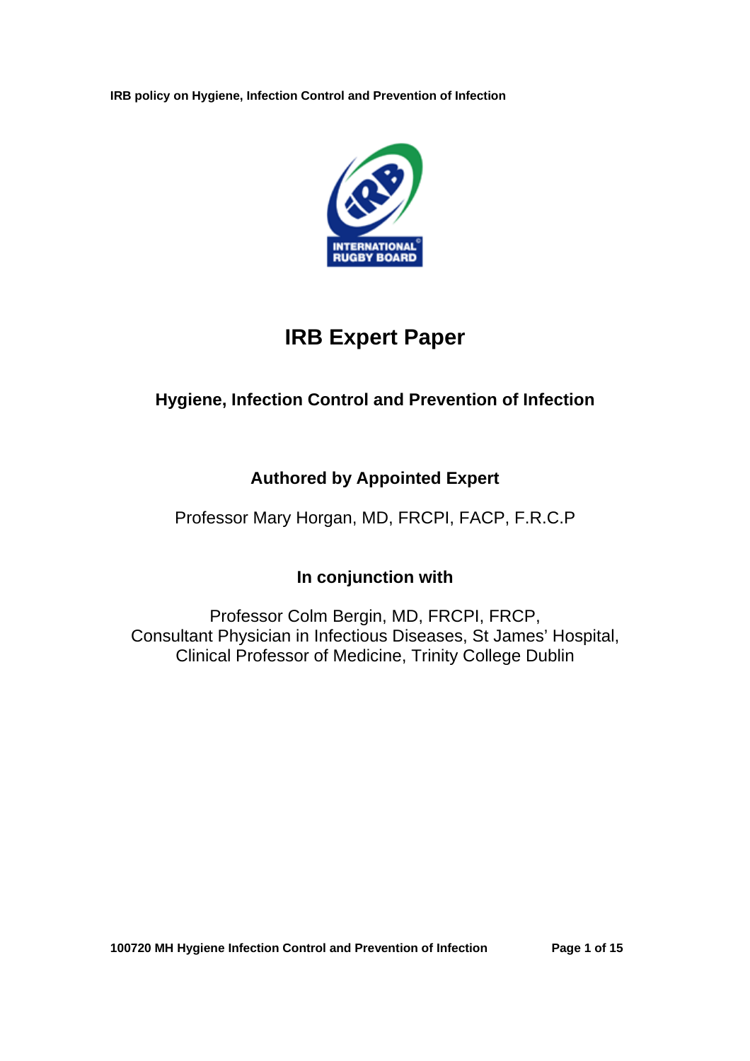# IRB Expert Paper

## Hygiene, Infection Control and Prevention of Infection

### Authored by Appointed Expert

Professor Mary Horgan, MD, FRCPI, FACP, F.R.C.P

### In conjunction with

Professor Colm Bergin, MD, FRCPI, FRCP,
Consultant Physician in Infectious Diseases, St James' Hospital,
Clinical Professor of Medicine, Trinity College Dublin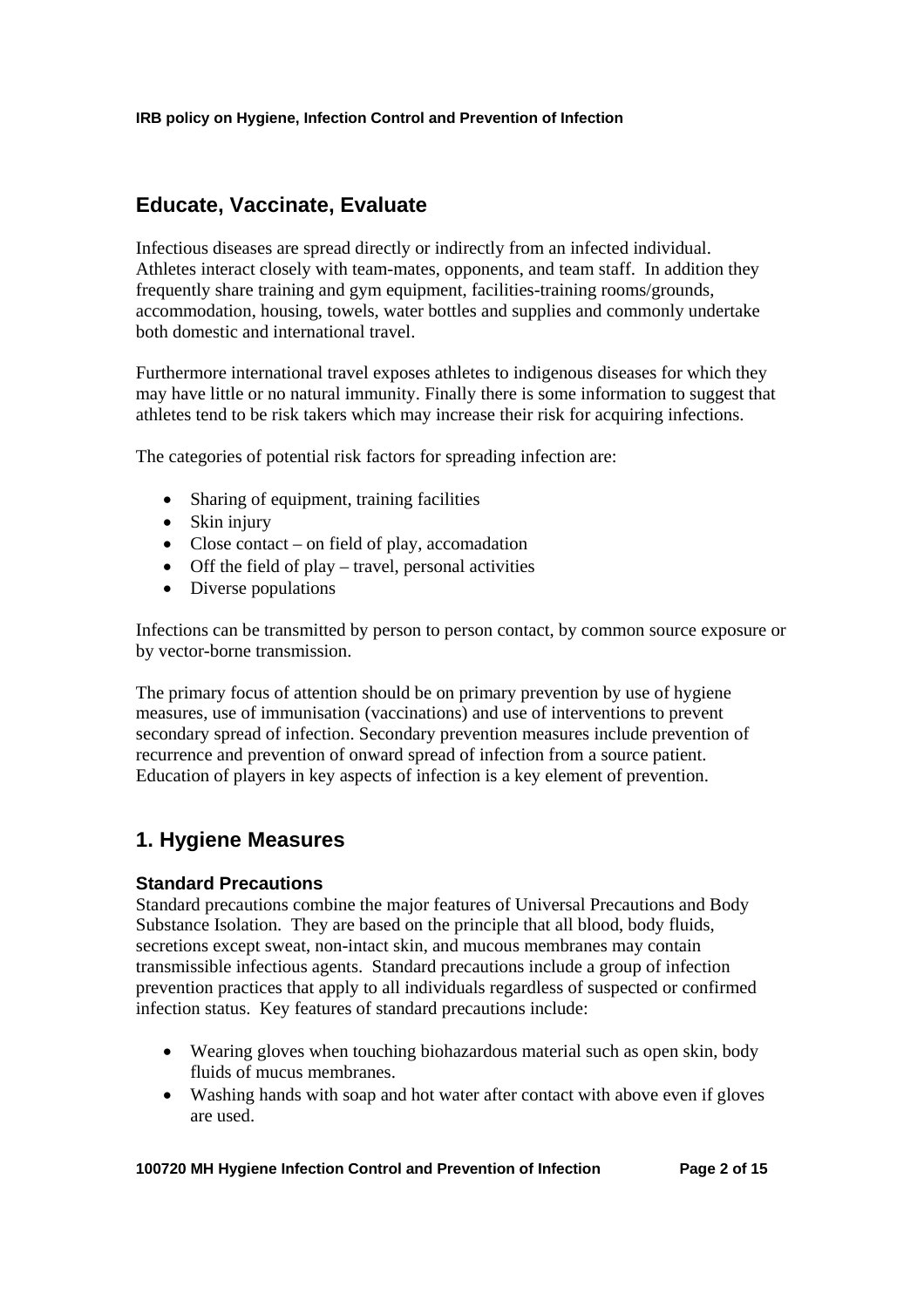## Educate, Vaccinate, Evaluate

Infectious diseases are spread directly or indirectly from an infected individual. Athletes interact closely with team-mates, opponents, and team staff. In addition they frequently share training and gym equipment, facilities-training rooms/grounds, accommodation, housing, towels, water bottles and supplies and commonly undertake both domestic and international travel.

Furthermore international travel exposes athletes to indigenous diseases for which they may have little or no natural immunity. Finally there is some information to suggest that athletes tend to be risk takers which may increase their risk for acquiring infections.

The categories of potential risk factors for spreading infection are:

- Sharing of equipment, training facilities
- Skin injury
- Close contact – on field of play, accomadation
- Off the field of play – travel, personal activities
- Diverse populations

Infections can be transmitted by person to person contact, by common source exposure or by vector-borne transmission.

The primary focus of attention should be on primary prevention by use of hygiene measures, use of immunisation (vaccinations) and use of interventions to prevent secondary spread of infection. Secondary prevention measures include prevention of recurrence and prevention of onward spread of infection from a source patient. Education of players in key aspects of infection is a key element of prevention.

## 1. Hygiene Measures

### Standard Precautions

Standard precautions combine the major features of Universal Precautions and Body Substance Isolation. They are based on the principle that all blood, body fluids, secretions except sweat, non-intact skin, and mucous membranes may contain transmissible infectious agents. Standard precautions include a group of infection prevention practices that apply to all individuals regardless of suspected or confirmed infection status. Key features of standard precautions include:

- Wearing gloves when touching biohazardous material such as open skin, body fluids of mucus membranes.
- Washing hands with soap and hot water after contact with above even if gloves are used.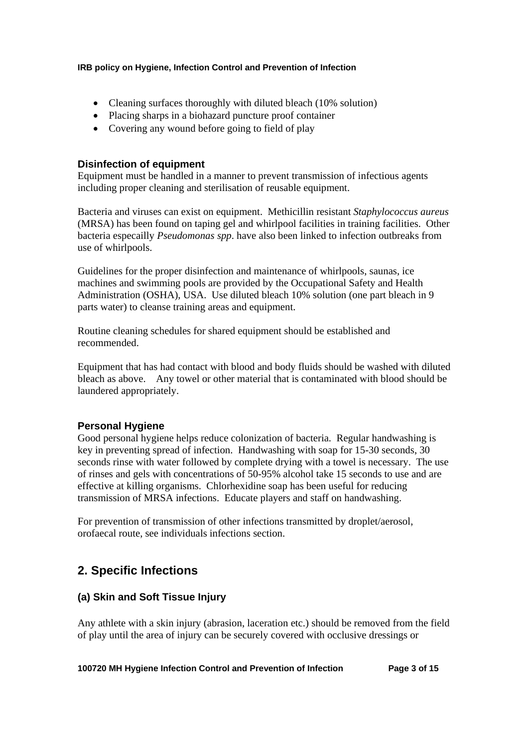- Cleaning surfaces thoroughly with diluted bleach (10% solution)
- Placing sharps in a biohazard puncture proof container
- Covering any wound before going to field of play

### Disinfection of equipment

Equipment must be handled in a manner to prevent transmission of infectious agents including proper cleaning and sterilisation of reusable equipment.

Bacteria and viruses can exist on equipment. Methicillin resistant *Staphylococcus aureus* (MRSA) has been found on taping gel and whirlpool facilities in training facilities. Other bacteria especailly *Pseudomonas spp*. have also been linked to infection outbreaks from use of whirlpools.

Guidelines for the proper disinfection and maintenance of whirlpools, saunas, ice machines and swimming pools are provided by the Occupational Safety and Health Administration (OSHA), USA. Use diluted bleach 10% solution (one part bleach in 9 parts water) to cleanse training areas and equipment.

Routine cleaning schedules for shared equipment should be established and recommended.

Equipment that has had contact with blood and body fluids should be washed with diluted bleach as above. Any towel or other material that is contaminated with blood should be laundered appropriately.

### Personal Hygiene

Good personal hygiene helps reduce colonization of bacteria. Regular handwashing is key in preventing spread of infection. Handwashing with soap for 15-30 seconds, 30 seconds rinse with water followed by complete drying with a towel is necessary. The use of rinses and gels with concentrations of 50-95% alcohol take 15 seconds to use and are effective at killing organisms. Chlorhexidine soap has been useful for reducing transmission of MRSA infections. Educate players and staff on handwashing.

For prevention of transmission of other infections transmitted by droplet/aerosol, orofaecal route, see individuals infections section.

## 2. Specific Infections

### (a) Skin and Soft Tissue Injury

Any athlete with a skin injury (abrasion, laceration etc.) should be removed from the field of play until the area of injury can be securely covered with occlusive dressings or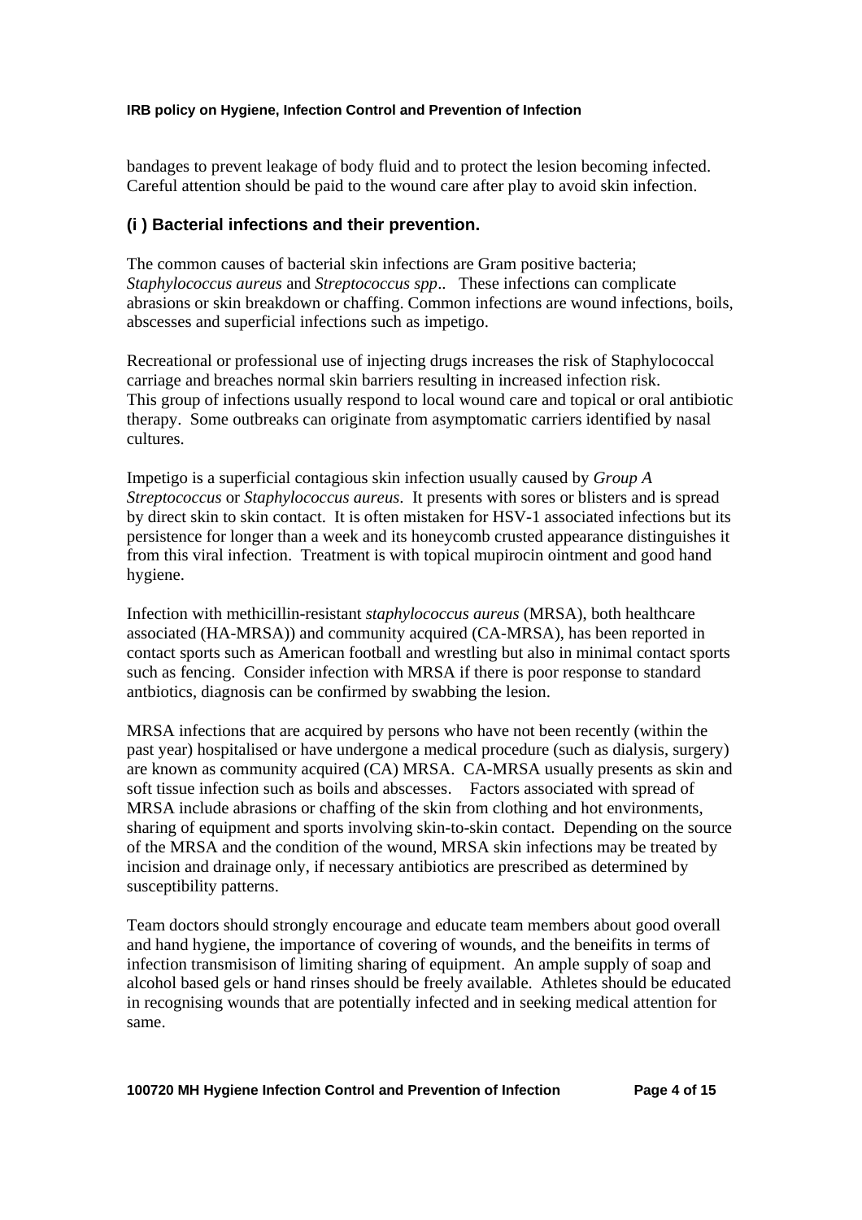bandages to prevent leakage of body fluid and to protect the lesion becoming infected. Careful attention should be paid to the wound care after play to avoid skin infection.

### (i ) Bacterial infections and their prevention.

The common causes of bacterial skin infections are Gram positive bacteria; *Staphylococcus aureus* and *Streptococcus spp*.. These infections can complicate abrasions or skin breakdown or chaffing. Common infections are wound infections, boils, abscesses and superficial infections such as impetigo.

Recreational or professional use of injecting drugs increases the risk of Staphylococcal carriage and breaches normal skin barriers resulting in increased infection risk. This group of infections usually respond to local wound care and topical or oral antibiotic therapy. Some outbreaks can originate from asymptomatic carriers identified by nasal cultures.

Impetigo is a superficial contagious skin infection usually caused by *Group A Streptococcus* or *Staphylococcus aureus*. It presents with sores or blisters and is spread by direct skin to skin contact. It is often mistaken for HSV-1 associated infections but its persistence for longer than a week and its honeycomb crusted appearance distinguishes it from this viral infection. Treatment is with topical mupirocin ointment and good hand hygiene.

Infection with methicillin-resistant *staphylococcus aureus* (MRSA), both healthcare associated (HA-MRSA)) and community acquired (CA-MRSA), has been reported in contact sports such as American football and wrestling but also in minimal contact sports such as fencing. Consider infection with MRSA if there is poor response to standard antbiotics, diagnosis can be confirmed by swabbing the lesion.

MRSA infections that are acquired by persons who have not been recently (within the past year) hospitalised or have undergone a medical procedure (such as dialysis, surgery) are known as community acquired (CA) MRSA. CA-MRSA usually presents as skin and soft tissue infection such as boils and abscesses. Factors associated with spread of MRSA include abrasions or chaffing of the skin from clothing and hot environments, sharing of equipment and sports involving skin-to-skin contact. Depending on the source of the MRSA and the condition of the wound, MRSA skin infections may be treated by incision and drainage only, if necessary antibiotics are prescribed as determined by susceptibility patterns.

Team doctors should strongly encourage and educate team members about good overall and hand hygiene, the importance of covering of wounds, and the beneifits in terms of infection transmisison of limiting sharing of equipment. An ample supply of soap and alcohol based gels or hand rinses should be freely available. Athletes should be educated in recognising wounds that are potentially infected and in seeking medical attention for same.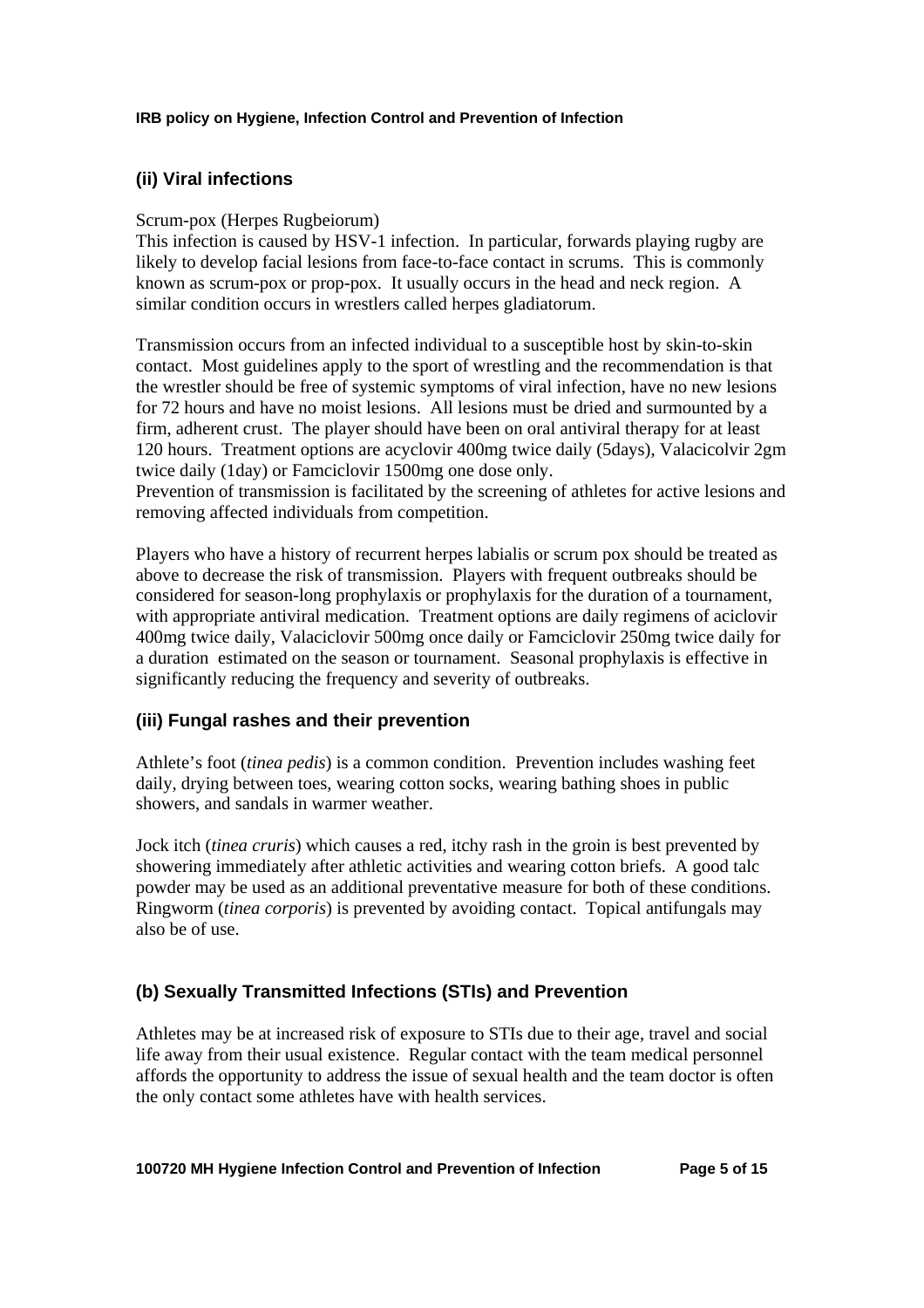### (ii) Viral infections

Scrum-pox (Herpes Rugbeiorum)
This infection is caused by HSV-1 infection. In particular, forwards playing rugby are likely to develop facial lesions from face-to-face contact in scrums. This is commonly known as scrum-pox or prop-pox. It usually occurs in the head and neck region. A similar condition occurs in wrestlers called herpes gladiatorum.

Transmission occurs from an infected individual to a susceptible host by skin-to-skin contact. Most guidelines apply to the sport of wrestling and the recommendation is that the wrestler should be free of systemic symptoms of viral infection, have no new lesions for 72 hours and have no moist lesions. All lesions must be dried and surmounted by a firm, adherent crust. The player should have been on oral antiviral therapy for at least 120 hours. Treatment options are acyclovir 400mg twice daily (5days), Valacicolvir 2gm twice daily (1day) or Famciclovir 1500mg one dose only.
Prevention of transmission is facilitated by the screening of athletes for active lesions and removing affected individuals from competition.

Players who have a history of recurrent herpes labialis or scrum pox should be treated as above to decrease the risk of transmission. Players with frequent outbreaks should be considered for season-long prophylaxis or prophylaxis for the duration of a tournament, with appropriate antiviral medication. Treatment options are daily regimens of aciclovir 400mg twice daily, Valaciclovir 500mg once daily or Famciclovir 250mg twice daily for a duration estimated on the season or tournament. Seasonal prophylaxis is effective in significantly reducing the frequency and severity of outbreaks.

### (iii) Fungal rashes and their prevention

Athlete's foot (*tinea pedis*) is a common condition. Prevention includes washing feet daily, drying between toes, wearing cotton socks, wearing bathing shoes in public showers, and sandals in warmer weather.

Jock itch (*tinea cruris*) which causes a red, itchy rash in the groin is best prevented by showering immediately after athletic activities and wearing cotton briefs. A good talc powder may be used as an additional preventative measure for both of these conditions. Ringworm (*tinea corporis*) is prevented by avoiding contact. Topical antifungals may also be of use.

## (b) Sexually Transmitted Infections (STIs) and Prevention

Athletes may be at increased risk of exposure to STIs due to their age, travel and social life away from their usual existence. Regular contact with the team medical personnel affords the opportunity to address the issue of sexual health and the team doctor is often the only contact some athletes have with health services.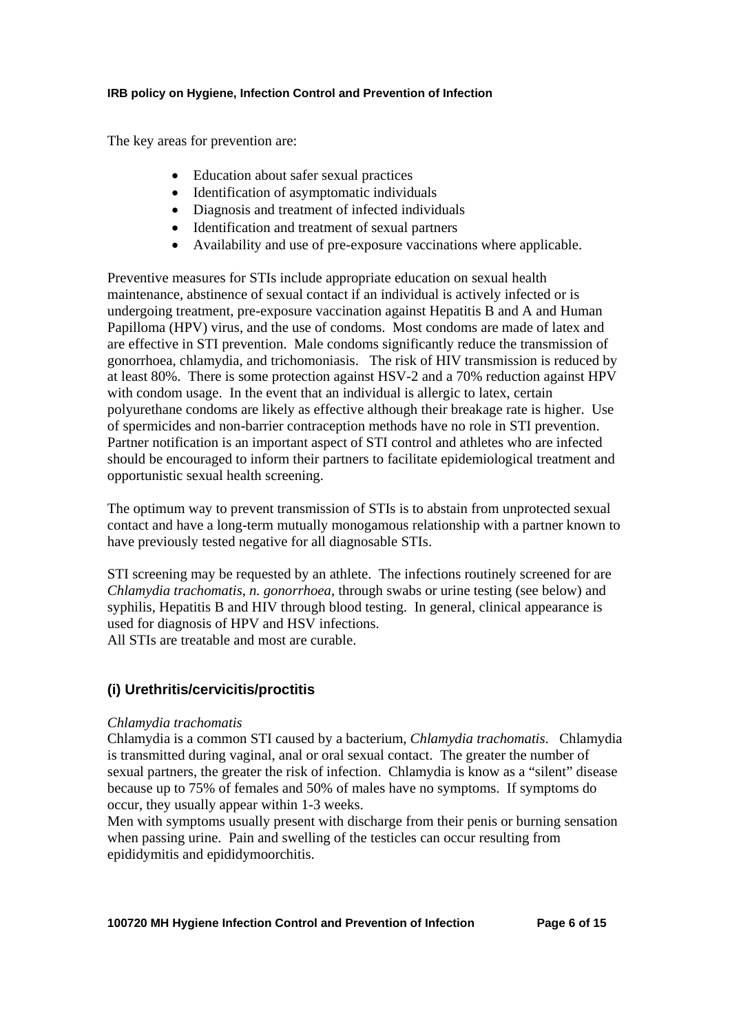The key areas for prevention are:

- Education about safer sexual practices
- Identification of asymptomatic individuals
- Diagnosis and treatment of infected individuals
- Identification and treatment of sexual partners
- Availability and use of pre-exposure vaccinations where applicable.

Preventive measures for STIs include appropriate education on sexual health maintenance, abstinence of sexual contact if an individual is actively infected or is undergoing treatment, pre-exposure vaccination against Hepatitis B and A and Human Papilloma (HPV) virus, and the use of condoms. Most condoms are made of latex and are effective in STI prevention. Male condoms significantly reduce the transmission of gonorrhoea, chlamydia, and trichomoniasis. The risk of HIV transmission is reduced by at least 80%. There is some protection against HSV-2 and a 70% reduction against HPV with condom usage. In the event that an individual is allergic to latex, certain polyurethane condoms are likely as effective although their breakage rate is higher. Use of spermicides and non-barrier contraception methods have no role in STI prevention. Partner notification is an important aspect of STI control and athletes who are infected should be encouraged to inform their partners to facilitate epidemiological treatment and opportunistic sexual health screening.

The optimum way to prevent transmission of STIs is to abstain from unprotected sexual contact and have a long-term mutually monogamous relationship with a partner known to have previously tested negative for all diagnosable STIs.

STI screening may be requested by an athlete. The infections routinely screened for are *Chlamydia trachomatis*, *n. gonorrhoea*, through swabs or urine testing (see below) and syphilis, Hepatitis B and HIV through blood testing. In general, clinical appearance is used for diagnosis of HPV and HSV infections.
All STIs are treatable and most are curable.

## (i) Urethritis/cervicitis/proctitis

*Chlamydia trachomatis*
Chlamydia is a common STI caused by a bacterium, *Chlamydia trachomatis*. Chlamydia is transmitted during vaginal, anal or oral sexual contact. The greater the number of sexual partners, the greater the risk of infection. Chlamydia is know as a "silent" disease because up to 75% of females and 50% of males have no symptoms. If symptoms do occur, they usually appear within 1-3 weeks.
Men with symptoms usually present with discharge from their penis or burning sensation when passing urine. Pain and swelling of the testicles can occur resulting from epididymitis and epididymoorchitis.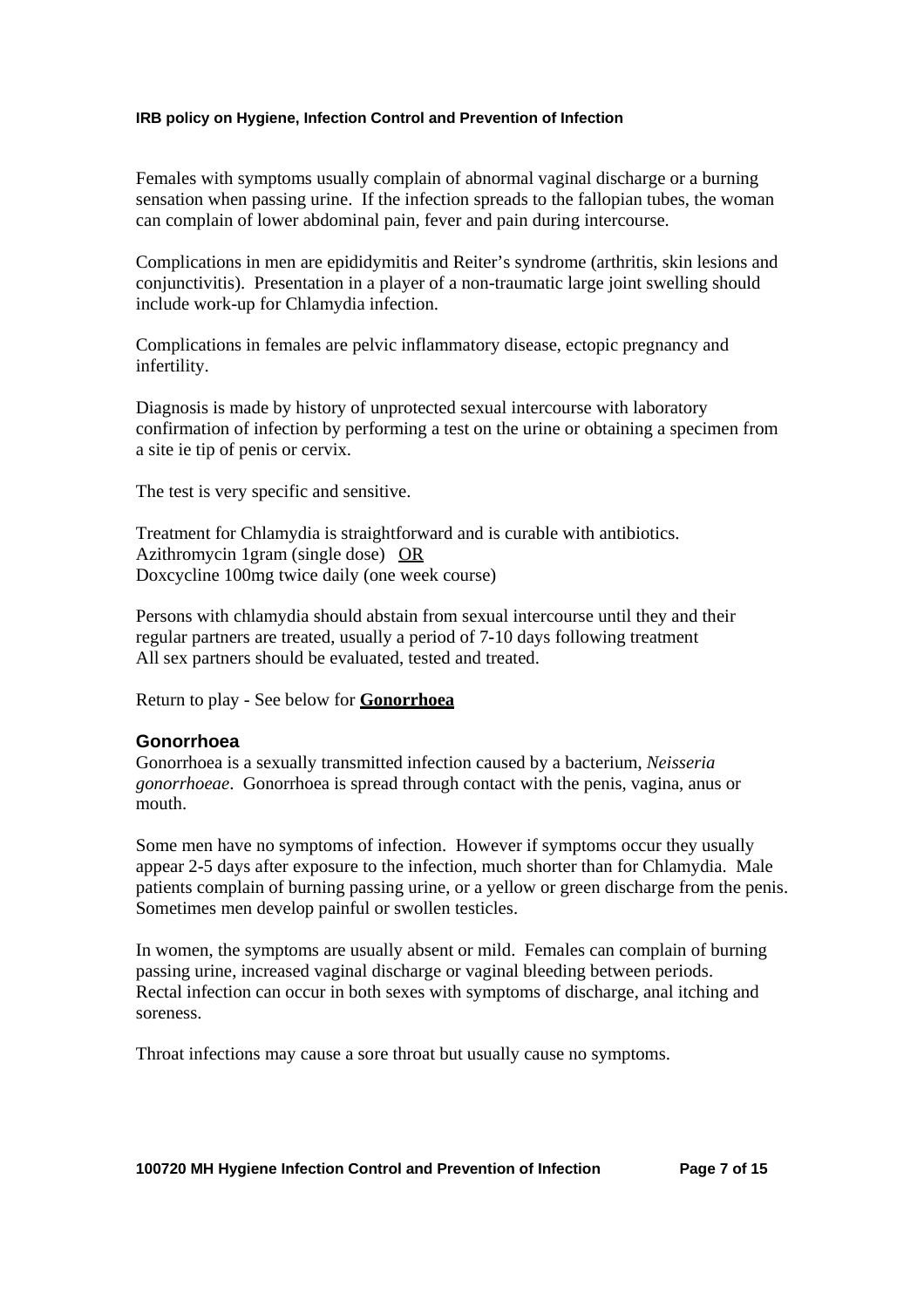Females with symptoms usually complain of abnormal vaginal discharge or a burning sensation when passing urine. If the infection spreads to the fallopian tubes, the woman can complain of lower abdominal pain, fever and pain during intercourse.

Complications in men are epididymitis and Reiter's syndrome (arthritis, skin lesions and conjunctivitis). Presentation in a player of a non-traumatic large joint swelling should include work-up for Chlamydia infection.

Complications in females are pelvic inflammatory disease, ectopic pregnancy and infertility.

Diagnosis is made by history of unprotected sexual intercourse with laboratory confirmation of infection by performing a test on the urine or obtaining a specimen from a site ie tip of penis or cervix.

The test is very specific and sensitive.

Treatment for Chlamydia is straightforward and is curable with antibiotics.
Azithromycin 1gram (single dose) <u>OR</u>
Doxcycline 100mg twice daily (one week course)

Persons with chlamydia should abstain from sexual intercourse until they and their regular partners are treated, usually a period of 7-10 days following treatment
All sex partners should be evaluated, tested and treated.

Return to play - See below for **<u>Gonorrhoea</u>**

### Gonorrhoea

Gonorrhoea is a sexually transmitted infection caused by a bacterium, *Neisseria gonorrhoeae*. Gonorrhoea is spread through contact with the penis, vagina, anus or mouth.

Some men have no symptoms of infection. However if symptoms occur they usually appear 2-5 days after exposure to the infection, much shorter than for Chlamydia. Male patients complain of burning passing urine, or a yellow or green discharge from the penis. Sometimes men develop painful or swollen testicles.

In women, the symptoms are usually absent or mild. Females can complain of burning passing urine, increased vaginal discharge or vaginal bleeding between periods.
Rectal infection can occur in both sexes with symptoms of discharge, anal itching and soreness.

Throat infections may cause a sore throat but usually cause no symptoms.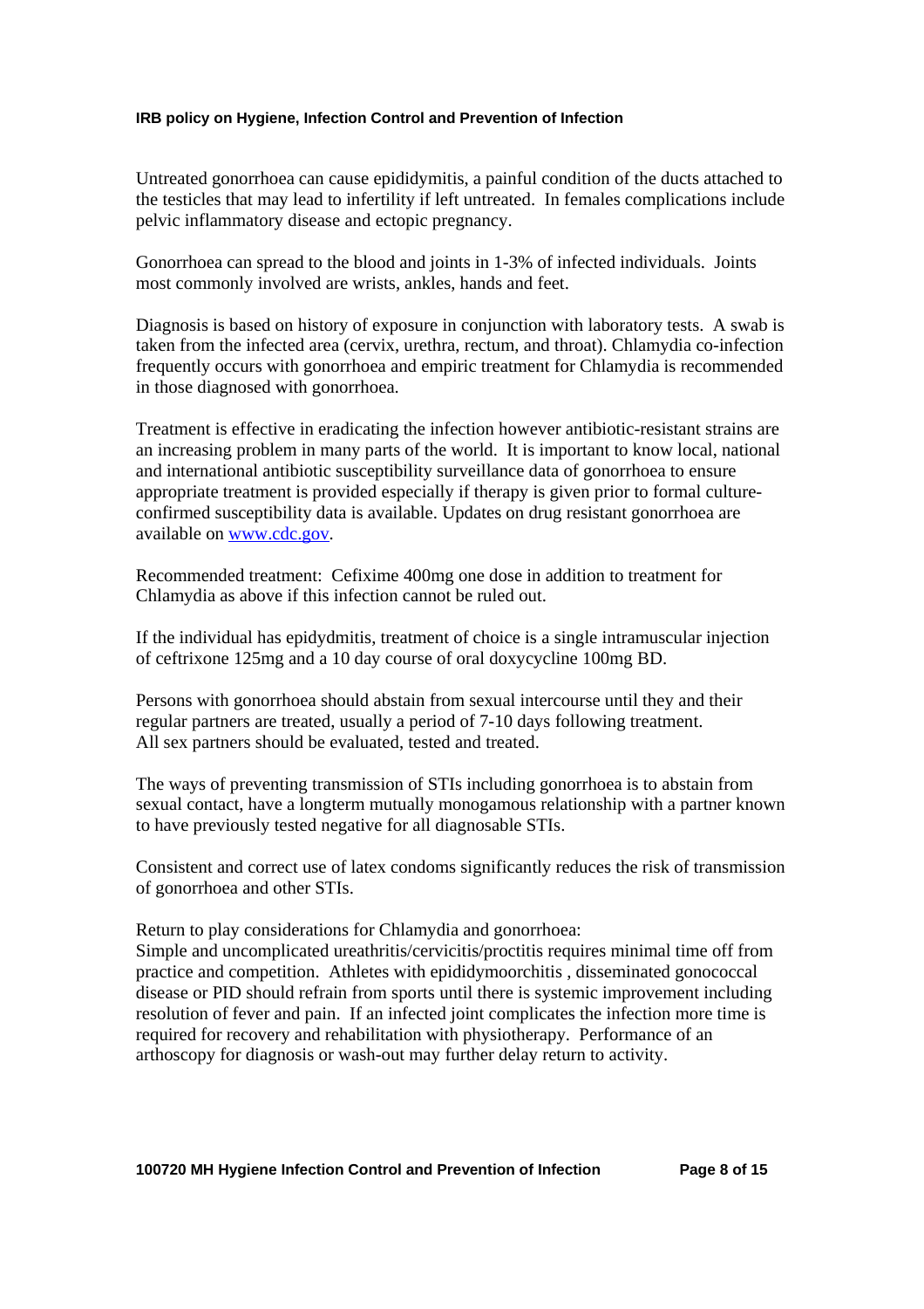Untreated gonorrhoea can cause epididymitis, a painful condition of the ducts attached to the testicles that may lead to infertility if left untreated. In females complications include pelvic inflammatory disease and ectopic pregnancy.

Gonorrhoea can spread to the blood and joints in 1-3% of infected individuals. Joints most commonly involved are wrists, ankles, hands and feet.

Diagnosis is based on history of exposure in conjunction with laboratory tests. A swab is taken from the infected area (cervix, urethra, rectum, and throat). Chlamydia co-infection frequently occurs with gonorrhoea and empiric treatment for Chlamydia is recommended in those diagnosed with gonorrhoea.

Treatment is effective in eradicating the infection however antibiotic-resistant strains are an increasing problem in many parts of the world. It is important to know local, national and international antibiotic susceptibility surveillance data of gonorrhoea to ensure appropriate treatment is provided especially if therapy is given prior to formal culture-confirmed susceptibility data is available. Updates on drug resistant gonorrhoea are available on [www.cdc.gov](http://www.cdc.gov).

Recommended treatment: Cefixime 400mg one dose in addition to treatment for Chlamydia as above if this infection cannot be ruled out.

If the individual has epidydmitis, treatment of choice is a single intramuscular injection of ceftrixone 125mg and a 10 day course of oral doxycycline 100mg BD.

Persons with gonorrhoea should abstain from sexual intercourse until they and their regular partners are treated, usually a period of 7-10 days following treatment.
All sex partners should be evaluated, tested and treated.

The ways of preventing transmission of STIs including gonorrhoea is to abstain from sexual contact, have a longterm mutually monogamous relationship with a partner known to have previously tested negative for all diagnosable STIs.

Consistent and correct use of latex condoms significantly reduces the risk of transmission of gonorrhoea and other STIs.

Return to play considerations for Chlamydia and gonorrhoea:
Simple and uncomplicated ureathritis/cervicitis/proctitis requires minimal time off from practice and competition. Athletes with epididymoorchitis , disseminated gonococcal disease or PID should refrain from sports until there is systemic improvement including resolution of fever and pain. If an infected joint complicates the infection more time is required for recovery and rehabilitation with physiotherapy. Performance of an arthoscopy for diagnosis or wash-out may further delay return to activity.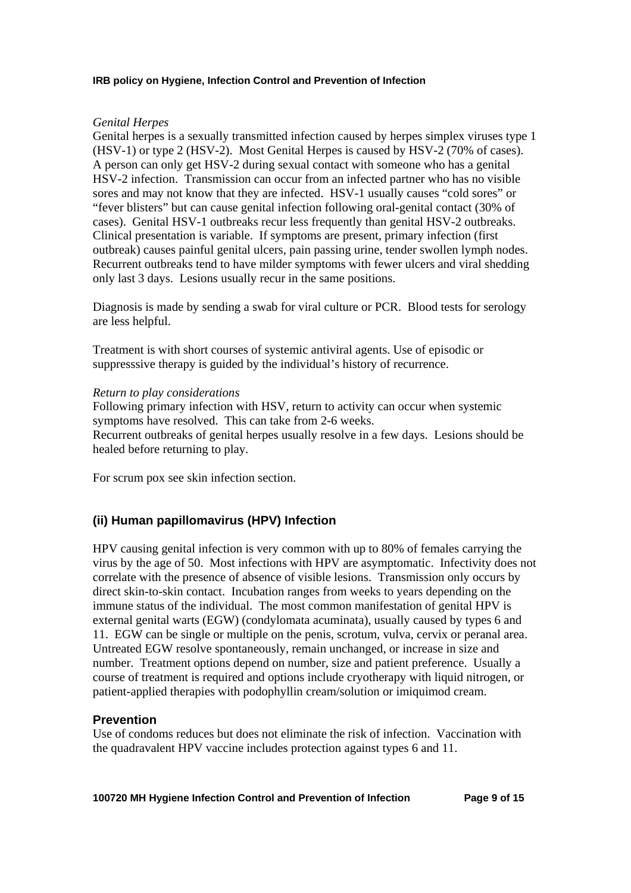*Genital Herpes*
Genital herpes is a sexually transmitted infection caused by herpes simplex viruses type 1 (HSV-1) or type 2 (HSV-2). Most Genital Herpes is caused by HSV-2 (70% of cases). A person can only get HSV-2 during sexual contact with someone who has a genital HSV-2 infection. Transmission can occur from an infected partner who has no visible sores and may not know that they are infected. HSV-1 usually causes "cold sores" or "fever blisters" but can cause genital infection following oral-genital contact (30% of cases). Genital HSV-1 outbreaks recur less frequently than genital HSV-2 outbreaks. Clinical presentation is variable. If symptoms are present, primary infection (first outbreak) causes painful genital ulcers, pain passing urine, tender swollen lymph nodes. Recurrent outbreaks tend to have milder symptoms with fewer ulcers and viral shedding only last 3 days. Lesions usually recur in the same positions.

Diagnosis is made by sending a swab for viral culture or PCR. Blood tests for serology are less helpful.

Treatment is with short courses of systemic antiviral agents. Use of episodic or suppresssive therapy is guided by the individual's history of recurrence.

*Return to play considerations*
Following primary infection with HSV, return to activity can occur when systemic symptoms have resolved. This can take from 2-6 weeks.
Recurrent outbreaks of genital herpes usually resolve in a few days. Lesions should be healed before returning to play.

For scrum pox see skin infection section.

### (ii) Human papillomavirus (HPV) Infection

HPV causing genital infection is very common with up to 80% of females carrying the virus by the age of 50. Most infections with HPV are asymptomatic. Infectivity does not correlate with the presence of absence of visible lesions. Transmission only occurs by direct skin-to-skin contact. Incubation ranges from weeks to years depending on the immune status of the individual. The most common manifestation of genital HPV is external genital warts (EGW) (condylomata acuminata), usually caused by types 6 and 11. EGW can be single or multiple on the penis, scrotum, vulva, cervix or peranal area. Untreated EGW resolve spontaneously, remain unchanged, or increase in size and number. Treatment options depend on number, size and patient preference. Usually a course of treatment is required and options include cryotherapy with liquid nitrogen, or patient-applied therapies with podophyllin cream/solution or imiquimod cream.

### Prevention
Use of condoms reduces but does not eliminate the risk of infection. Vaccination with the quadravalent HPV vaccine includes protection against types 6 and 11.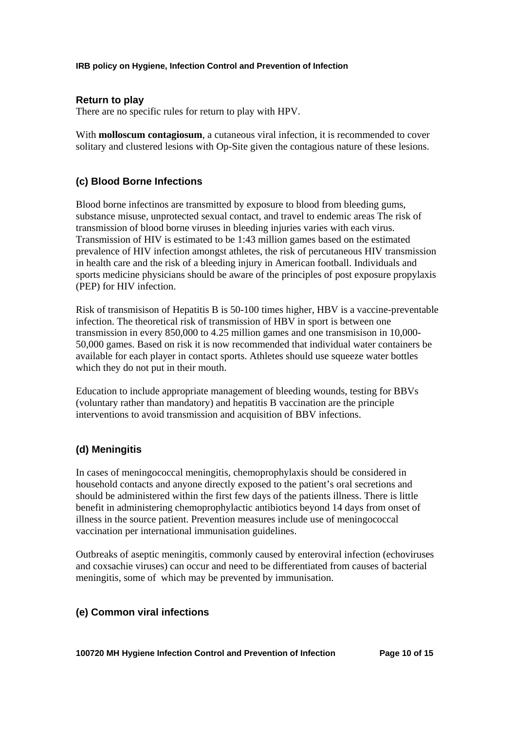**Return to play**

There are no specific rules for return to play with HPV.

With **molloscum contagiosum**, a cutaneous viral infection, it is recommended to cover solitary and clustered lesions with Op-Site given the contagious nature of these lesions.

### (c) Blood Borne Infections

Blood borne infectinos are transmitted by exposure to blood from bleeding gums, substance misuse, unprotected sexual contact, and travel to endemic areas The risk of transmission of blood borne viruses in bleeding injuries varies with each virus. Transmission of HIV is estimated to be 1:43 million games based on the estimated prevalence of HIV infection amongst athletes, the risk of percutaneous HIV transmission in health care and the risk of a bleeding injury in American football. Individuals and sports medicine physicians should be aware of the principles of post exposure propylaxis (PEP) for HIV infection.

Risk of transmisison of Hepatitis B is 50-100 times higher, HBV is a vaccine-preventable infection. The theoretical risk of transmission of HBV in sport is between one transmission in every 850,000 to 4.25 million games and one transmisison in 10,000-50,000 games. Based on risk it is now recommended that individual water containers be available for each player in contact sports. Athletes should use squeeze water bottles which they do not put in their mouth.

Education to include appropriate management of bleeding wounds, testing for BBVs (voluntary rather than mandatory) and hepatitis B vaccination are the principle interventions to avoid transmission and acquisition of BBV infections.

### (d) Meningitis

In cases of meningococcal meningitis, chemoprophylaxis should be considered in household contacts and anyone directly exposed to the patient's oral secretions and should be administered within the first few days of the patients illness. There is little benefit in administering chemoprophylactic antibiotics beyond 14 days from onset of illness in the source patient. Prevention measures include use of meningococcal vaccination per international immunisation guidelines.

Outbreaks of aseptic meningitis, commonly caused by enteroviral infection (echoviruses and coxsachie viruses) can occur and need to be differentiated from causes of bacterial meningitis, some of which may be prevented by immunisation.

### (e) Common viral infections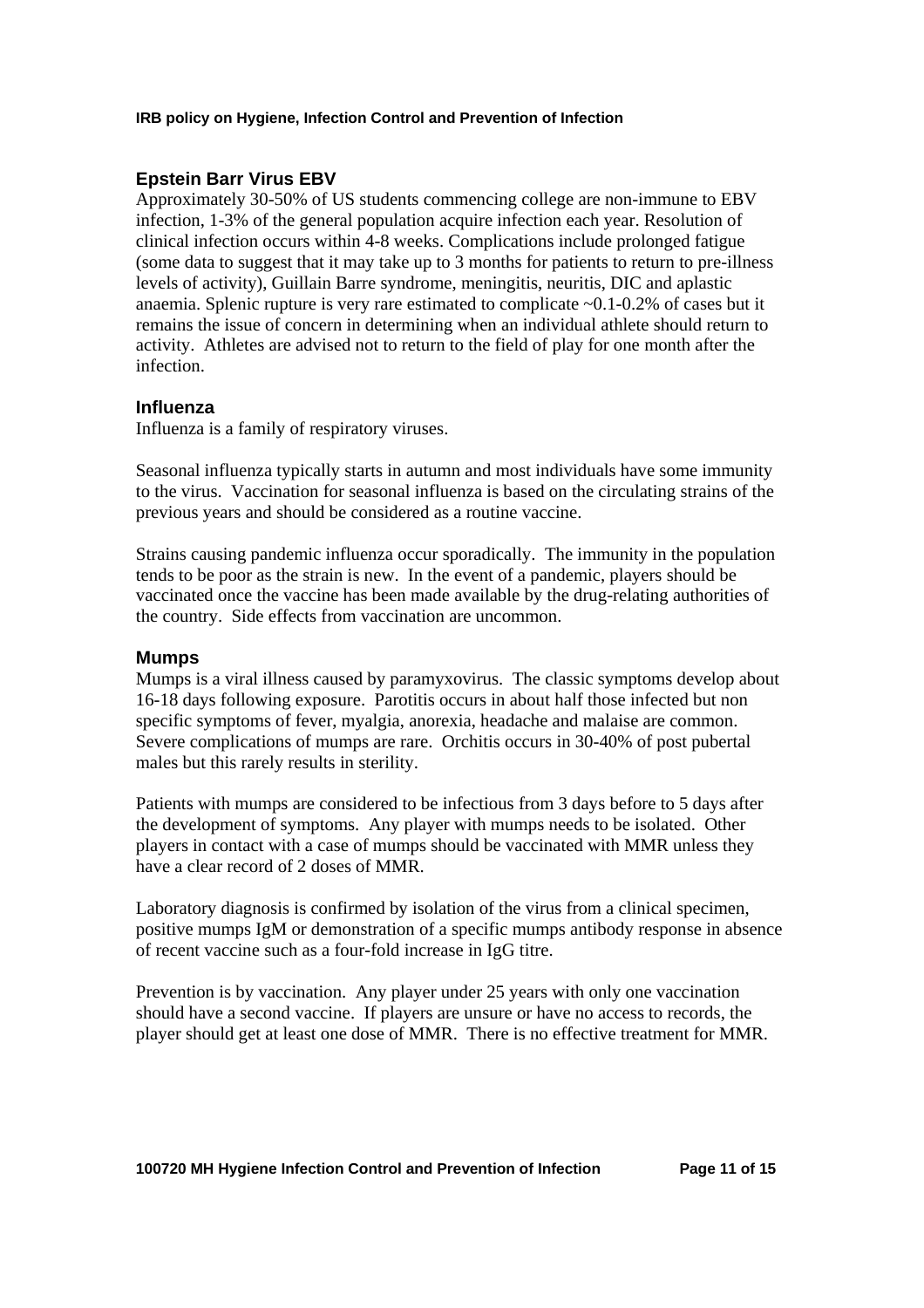## Epstein Barr Virus EBV

Approximately 30-50% of US students commencing college are non-immune to EBV infection, 1-3% of the general population acquire infection each year. Resolution of clinical infection occurs within 4-8 weeks. Complications include prolonged fatigue (some data to suggest that it may take up to 3 months for patients to return to pre-illness levels of activity), Guillain Barre syndrome, meningitis, neuritis, DIC and aplastic anaemia. Splenic rupture is very rare estimated to complicate ~0.1-0.2% of cases but it remains the issue of concern in determining when an individual athlete should return to activity. Athletes are advised not to return to the field of play for one month after the infection.

## Influenza

Influenza is a family of respiratory viruses.

Seasonal influenza typically starts in autumn and most individuals have some immunity to the virus. Vaccination for seasonal influenza is based on the circulating strains of the previous years and should be considered as a routine vaccine.

Strains causing pandemic influenza occur sporadically. The immunity in the population tends to be poor as the strain is new. In the event of a pandemic, players should be vaccinated once the vaccine has been made available by the drug-relating authorities of the country. Side effects from vaccination are uncommon.

## Mumps

Mumps is a viral illness caused by paramyxovirus. The classic symptoms develop about 16-18 days following exposure. Parotitis occurs in about half those infected but non specific symptoms of fever, myalgia, anorexia, headache and malaise are common. Severe complications of mumps are rare. Orchitis occurs in 30-40% of post pubertal males but this rarely results in sterility.

Patients with mumps are considered to be infectious from 3 days before to 5 days after the development of symptoms. Any player with mumps needs to be isolated. Other players in contact with a case of mumps should be vaccinated with MMR unless they have a clear record of 2 doses of MMR.

Laboratory diagnosis is confirmed by isolation of the virus from a clinical specimen, positive mumps IgM or demonstration of a specific mumps antibody response in absence of recent vaccine such as a four-fold increase in IgG titre.

Prevention is by vaccination. Any player under 25 years with only one vaccination should have a second vaccine. If players are unsure or have no access to records, the player should get at least one dose of MMR. There is no effective treatment for MMR.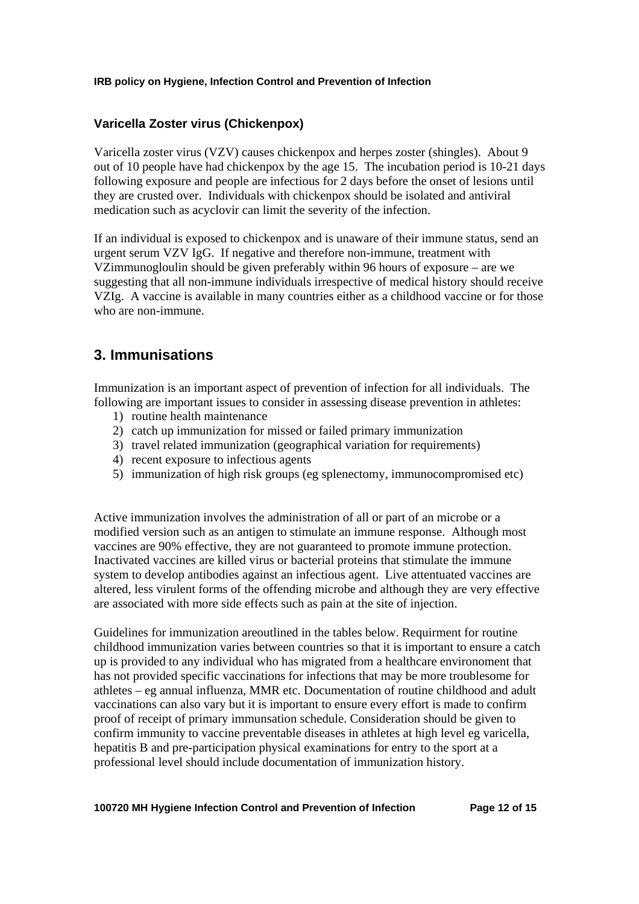### Varicella Zoster virus (Chickenpox)

Varicella zoster virus (VZV) causes chickenpox and herpes zoster (shingles). About 9 out of 10 people have had chickenpox by the age 15. The incubation period is 10-21 days following exposure and people are infectious for 2 days before the onset of lesions until they are crusted over. Individuals with chickenpox should be isolated and antiviral medication such as acyclovir can limit the severity of the infection.

If an individual is exposed to chickenpox and is unaware of their immune status, send an urgent serum VZV IgG. If negative and therefore non-immune, treatment with VZimmunogloulin should be given preferably within 96 hours of exposure – are we suggesting that all non-immune individuals irrespective of medical history should receive VZIg. A vaccine is available in many countries either as a childhood vaccine or for those who are non-immune.

## 3. Immunisations

Immunization is an important aspect of prevention of infection for all individuals. The following are important issues to consider in assessing disease prevention in athletes:

1) routine health maintenance
2) catch up immunization for missed or failed primary immunization
3) travel related immunization (geographical variation for requirements)
4) recent exposure to infectious agents
5) immunization of high risk groups (eg splenectomy, immunocompromised etc)

Active immunization involves the administration of all or part of an microbe or a modified version such as an antigen to stimulate an immune response. Although most vaccines are 90% effective, they are not guaranteed to promote immune protection. Inactivated vaccines are killed virus or bacterial proteins that stimulate the immune system to develop antibodies against an infectious agent. Live attentuated vaccines are altered, less virulent forms of the offending microbe and although they are very effective are associated with more side effects such as pain at the site of injection.

Guidelines for immunization areoutlined in the tables below. Requirment for routine childhood immunization varies between countries so that it is important to ensure a catch up is provided to any individual who has migrated from a healthcare environoment that has not provided specific vaccinations for infections that may be more troublesome for athletes – eg annual influenza, MMR etc. Documentation of routine childhood and adult vaccinations can also vary but it is important to ensure every effort is made to confirm proof of receipt of primary immunsation schedule. Consideration should be given to confirm immunity to vaccine preventable diseases in athletes at high level eg varicella, hepatitis B and pre-participation physical examinations for entry to the sport at a professional level should include documentation of immunization history.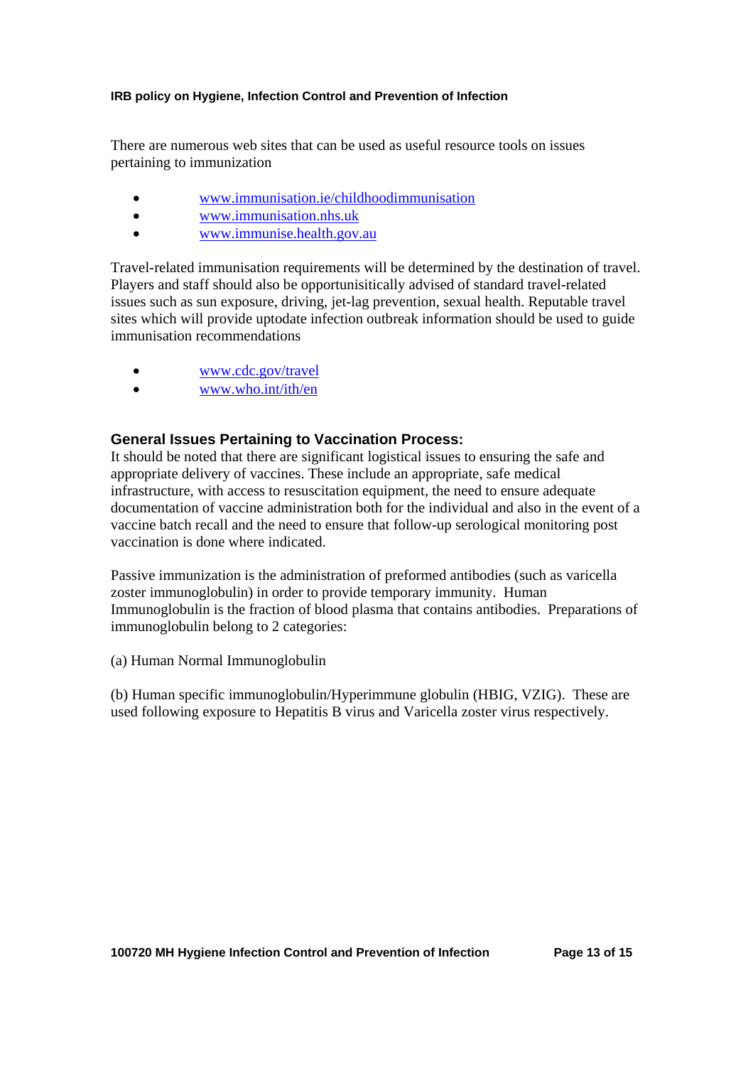There are numerous web sites that can be used as useful resource tools on issues pertaining to immunization

- www.immunisation.ie/childhoodimmunisation
- www.immunisation.nhs.uk
- www.immunise.health.gov.au

Travel-related immunisation requirements will be determined by the destination of travel. Players and staff should also be opportunisitically advised of standard travel-related issues such as sun exposure, driving, jet-lag prevention, sexual health. Reputable travel sites which will provide uptodate infection outbreak information should be used to guide immunisation recommendations

- www.cdc.gov/travel
- www.who.int/ith/en

### General Issues Pertaining to Vaccination Process:

It should be noted that there are significant logistical issues to ensuring the safe and appropriate delivery of vaccines. These include an appropriate, safe medical infrastructure, with access to resuscitation equipment, the need to ensure adequate documentation of vaccine administration both for the individual and also in the event of a vaccine batch recall and the need to ensure that follow-up serological monitoring post vaccination is done where indicated.

Passive immunization is the administration of preformed antibodies (such as varicella zoster immunoglobulin) in order to provide temporary immunity. Human Immunoglobulin is the fraction of blood plasma that contains antibodies. Preparations of immunoglobulin belong to 2 categories:

(a) Human Normal Immunoglobulin

(b) Human specific immunoglobulin/Hyperimmune globulin (HBIG, VZIG). These are used following exposure to Hepatitis B virus and Varicella zoster virus respectively.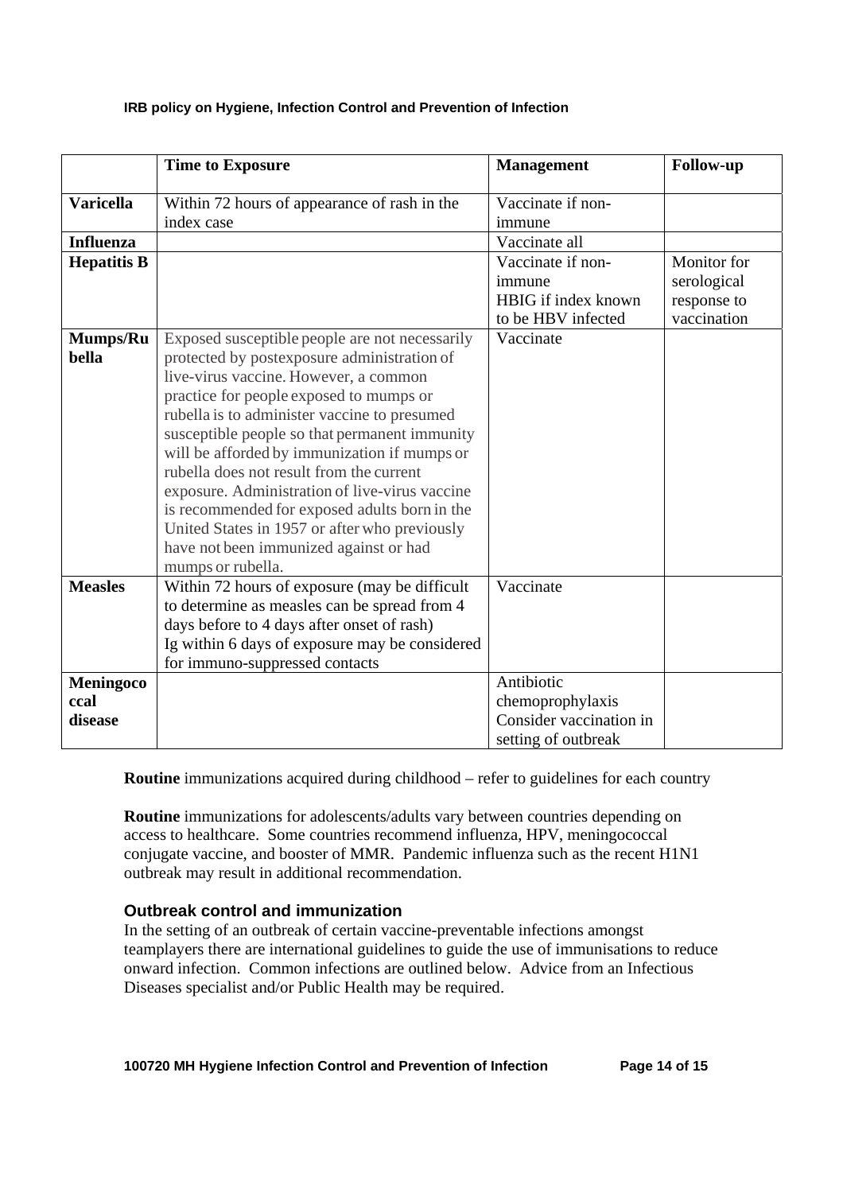| | Time to Exposure | Management | Follow-up |
|---|---|---|---|
| **Varicella** | Within 72 hours of appearance of rash in the index case | Vaccinate if non-immune | |
| **Influenza** | | Vaccinate all | |
| **Hepatitis B** | | Vaccinate if non-immune<br>HBIG if index known to be HBV infected | Monitor for serological response to vaccination |
| **Mumps/Rubella** | Exposed susceptible people are not necessarily protected by postexposure administration of live-virus vaccine. However, a common practice for people exposed to mumps or rubella is to administer vaccine to presumed susceptible people so that permanent immunity will be afforded by immunization if mumps or rubella does not result from the current exposure. Administration of live-virus vaccine is recommended for exposed adults born in the United States in 1957 or after who previously have not been immunized against or had mumps or rubella. | Vaccinate | |
| **Measles** | Within 72 hours of exposure (may be difficult to determine as measles can be spread from 4 days before to 4 days after onset of rash)<br>Ig within 6 days of exposure may be considered for immuno-suppressed contacts | Vaccinate | |
| **Meningococcal disease** | | Antibiotic chemoprophylaxis<br>Consider vaccination in setting of outbreak | |

**Routine** immunizations acquired during childhood – refer to guidelines for each country

**Routine** immunizations for adolescents/adults vary between countries depending on access to healthcare. Some countries recommend influenza, HPV, meningococcal conjugate vaccine, and booster of MMR. Pandemic influenza such as the recent H1N1 outbreak may result in additional recommendation.

### Outbreak control and immunization

In the setting of an outbreak of certain vaccine-preventable infections amongst teamplayers there are international guidelines to guide the use of immunisations to reduce onward infection. Common infections are outlined below. Advice from an Infectious Diseases specialist and/or Public Health may be required.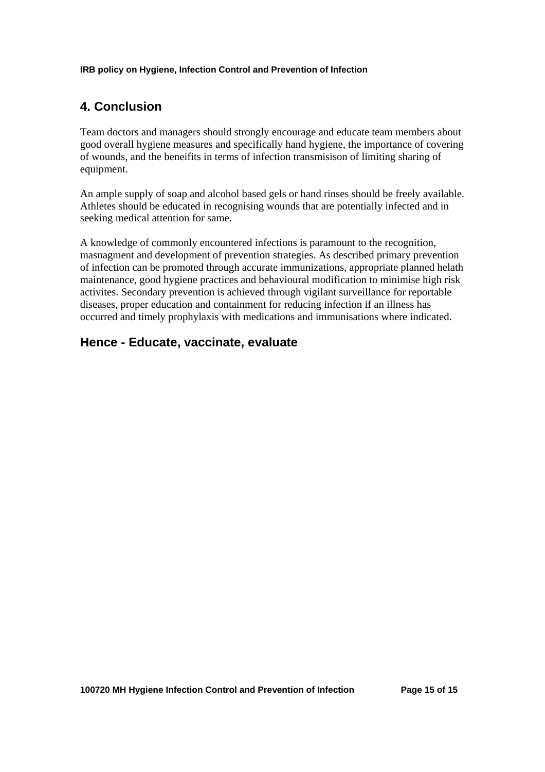## 4. Conclusion

Team doctors and managers should strongly encourage and educate team members about good overall hygiene measures and specifically hand hygiene, the importance of covering of wounds, and the beneifits in terms of infection transmisison of limiting sharing of equipment.

An ample supply of soap and alcohol based gels or hand rinses should be freely available. Athletes should be educated in recognising wounds that are potentially infected and in seeking medical attention for same.

A knowledge of commonly encountered infections is paramount to the recognition, masnagment and development of prevention strategies. As described primary prevention of infection can be promoted through accurate immunizations, appropriate planned helath maintenance, good hygiene practices and behavioural modification to minimise high risk activites. Secondary prevention is achieved through vigilant surveillance for reportable diseases, proper education and containment for reducing infection if an illness has occurred and timely prophylaxis with medications and immunisations where indicated.

## Hence - Educate, vaccinate, evaluate